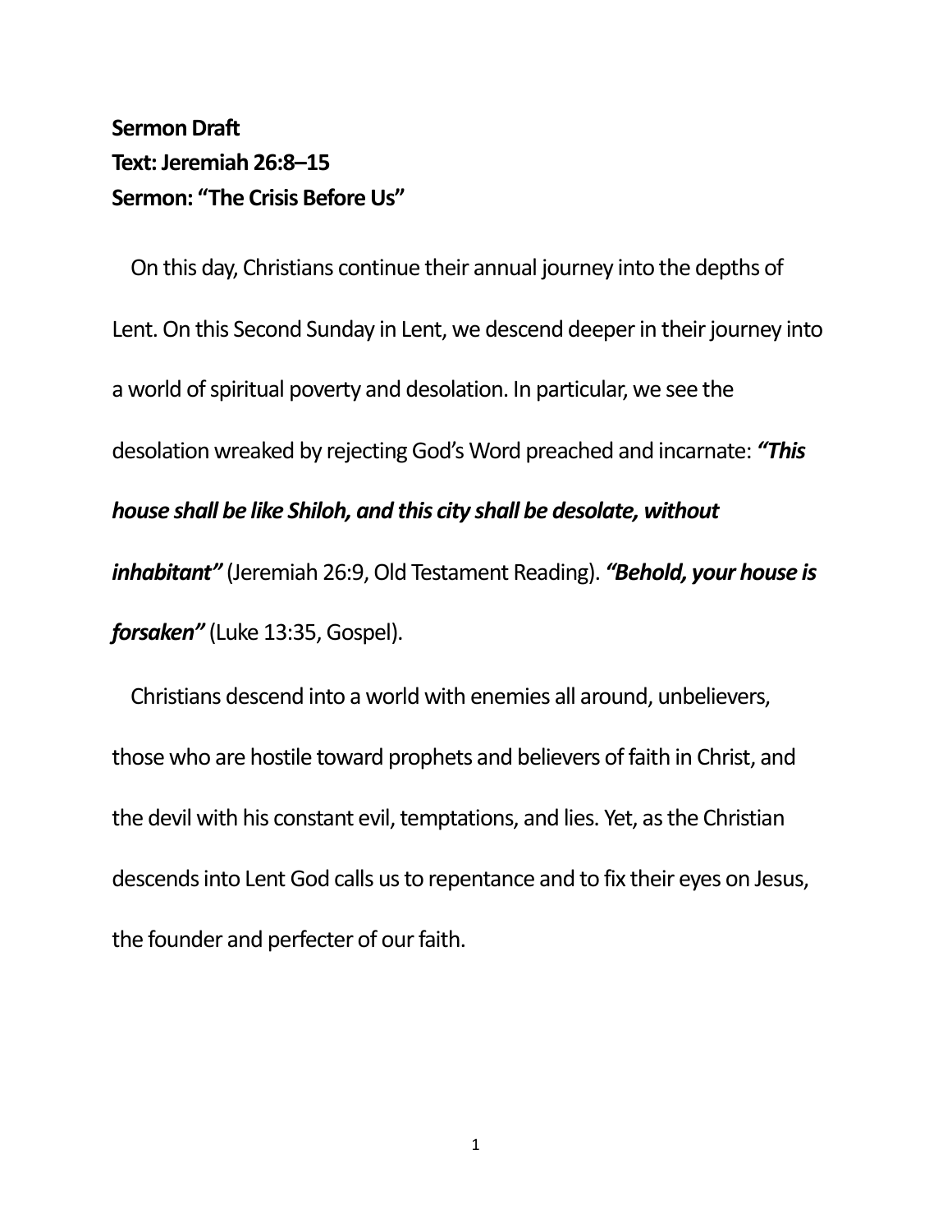**Sermon Draft**
**Text: Jeremiah 26:8–15**
**Sermon: "The Crisis Before Us"**

On this day, Christians continue their annual journey into the depths of Lent. On this Second Sunday in Lent, we descend deeper in their journey into a world of spiritual poverty and desolation. In particular, we see the desolation wreaked by rejecting God's Word preached and incarnate: ***"This house shall be like Shiloh, and this city shall be desolate, without inhabitant"*** (Jeremiah 26:9, Old Testament Reading). ***"Behold, your house is forsaken"*** (Luke 13:35, Gospel).

Christians descend into a world with enemies all around, unbelievers, those who are hostile toward prophets and believers of faith in Christ, and the devil with his constant evil, temptations, and lies. Yet, as the Christian descends into Lent God calls us to repentance and to fix their eyes on Jesus, the founder and perfecter of our faith.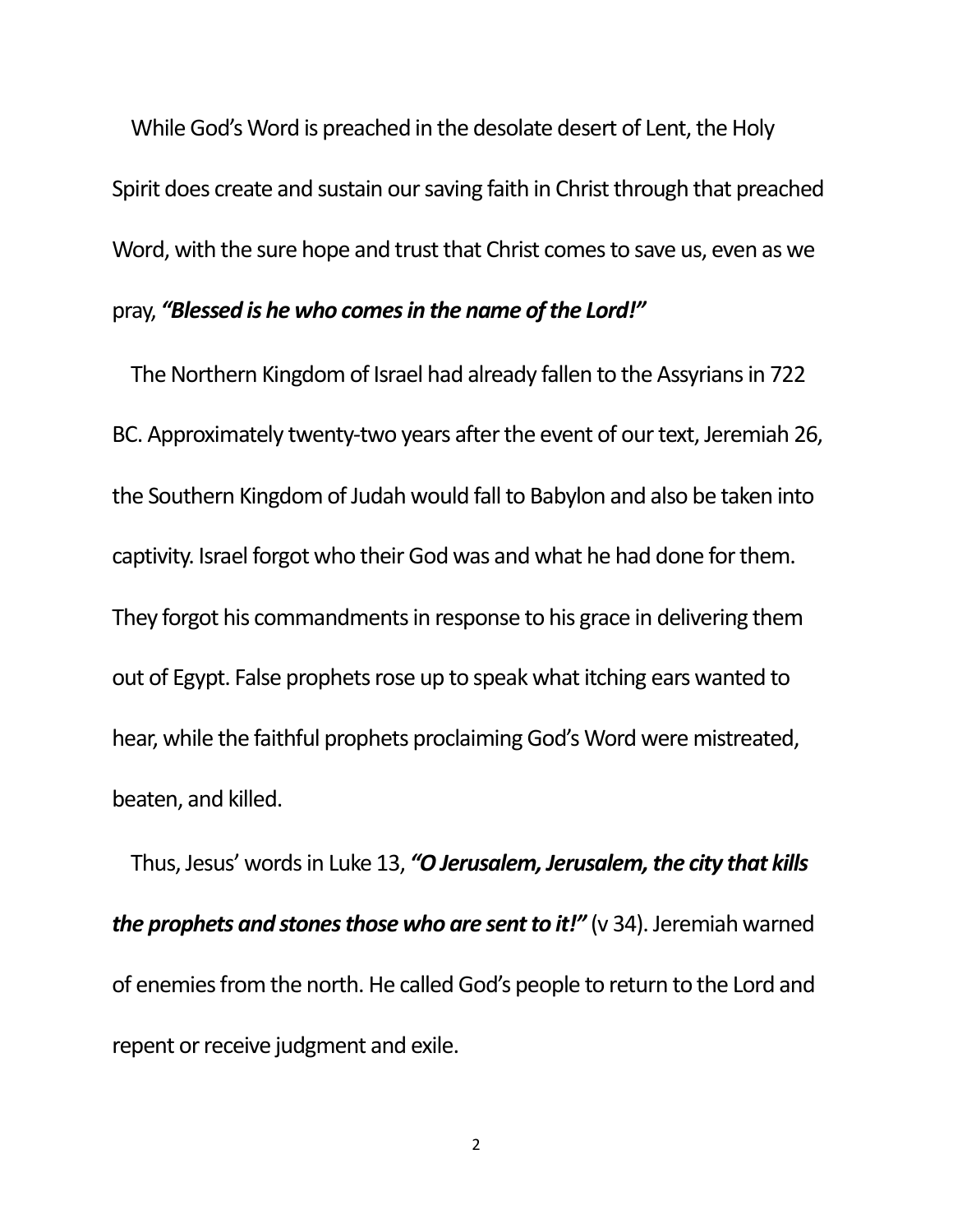While God's Word is preached in the desolate desert of Lent, the Holy Spirit does create and sustain our saving faith in Christ through that preached Word, with the sure hope and trust that Christ comes to save us, even as we pray, ***"Blessed is he who comes in the name of the Lord!"***

The Northern Kingdom of Israel had already fallen to the Assyrians in 722 BC. Approximately twenty-two years after the event of our text, Jeremiah 26, the Southern Kingdom of Judah would fall to Babylon and also be taken into captivity. Israel forgot who their God was and what he had done for them. They forgot his commandments in response to his grace in delivering them out of Egypt. False prophets rose up to speak what itching ears wanted to hear, while the faithful prophets proclaiming God's Word were mistreated, beaten, and killed.

Thus, Jesus' words in Luke 13, ***"O Jerusalem, Jerusalem, the city that kills the prophets and stones those who are sent to it!"*** (v 34). Jeremiah warned of enemies from the north. He called God's people to return to the Lord and repent or receive judgment and exile.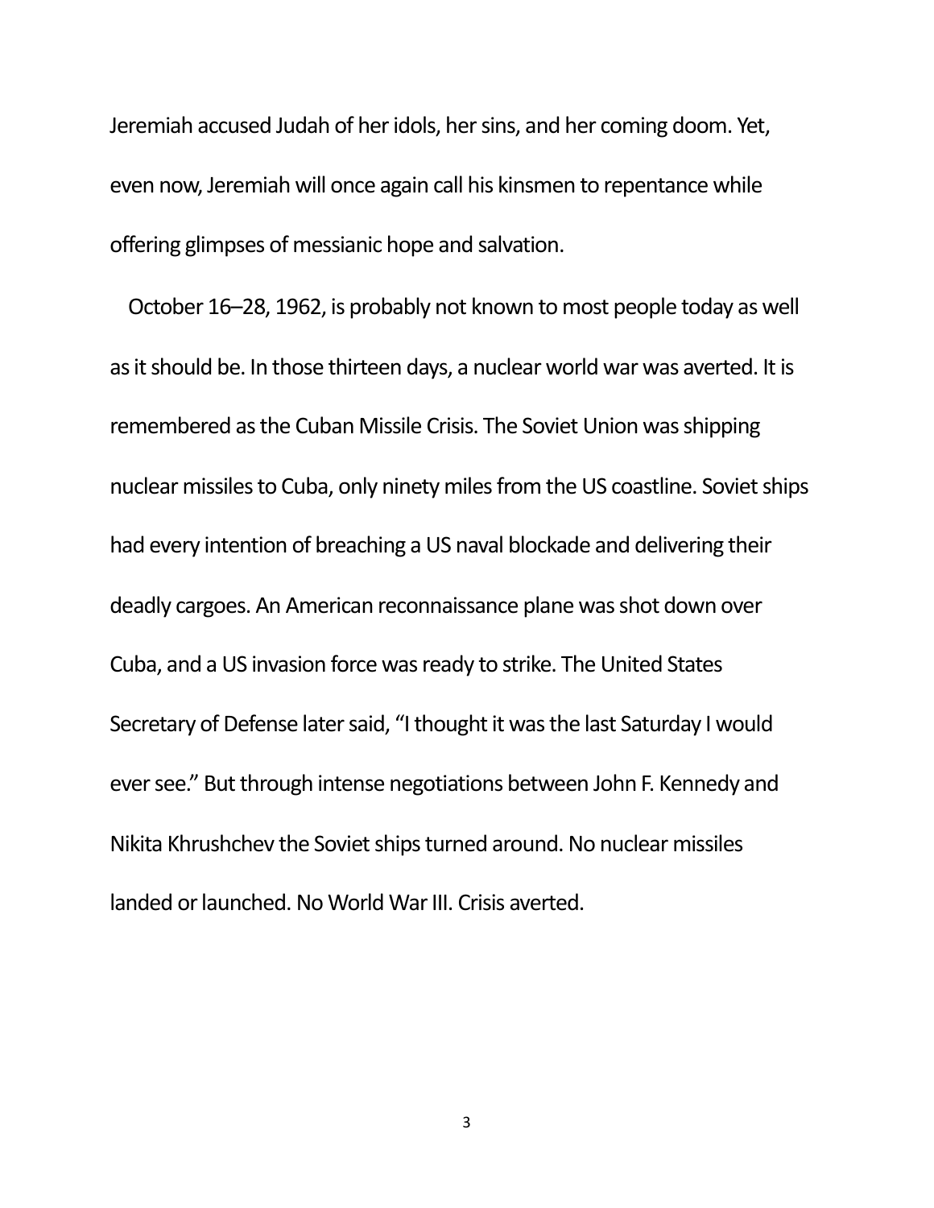Jeremiah accused Judah of her idols, her sins, and her coming doom. Yet, even now, Jeremiah will once again call his kinsmen to repentance while offering glimpses of messianic hope and salvation.

October 16–28, 1962, is probably not known to most people today as well as it should be. In those thirteen days, a nuclear world war was averted. It is remembered as the Cuban Missile Crisis. The Soviet Union was shipping nuclear missiles to Cuba, only ninety miles from the US coastline. Soviet ships had every intention of breaching a US naval blockade and delivering their deadly cargoes. An American reconnaissance plane was shot down over Cuba, and a US invasion force was ready to strike. The United States Secretary of Defense later said, "I thought it was the last Saturday I would ever see." But through intense negotiations between John F. Kennedy and Nikita Khrushchev the Soviet ships turned around. No nuclear missiles landed or launched. No World War III. Crisis averted.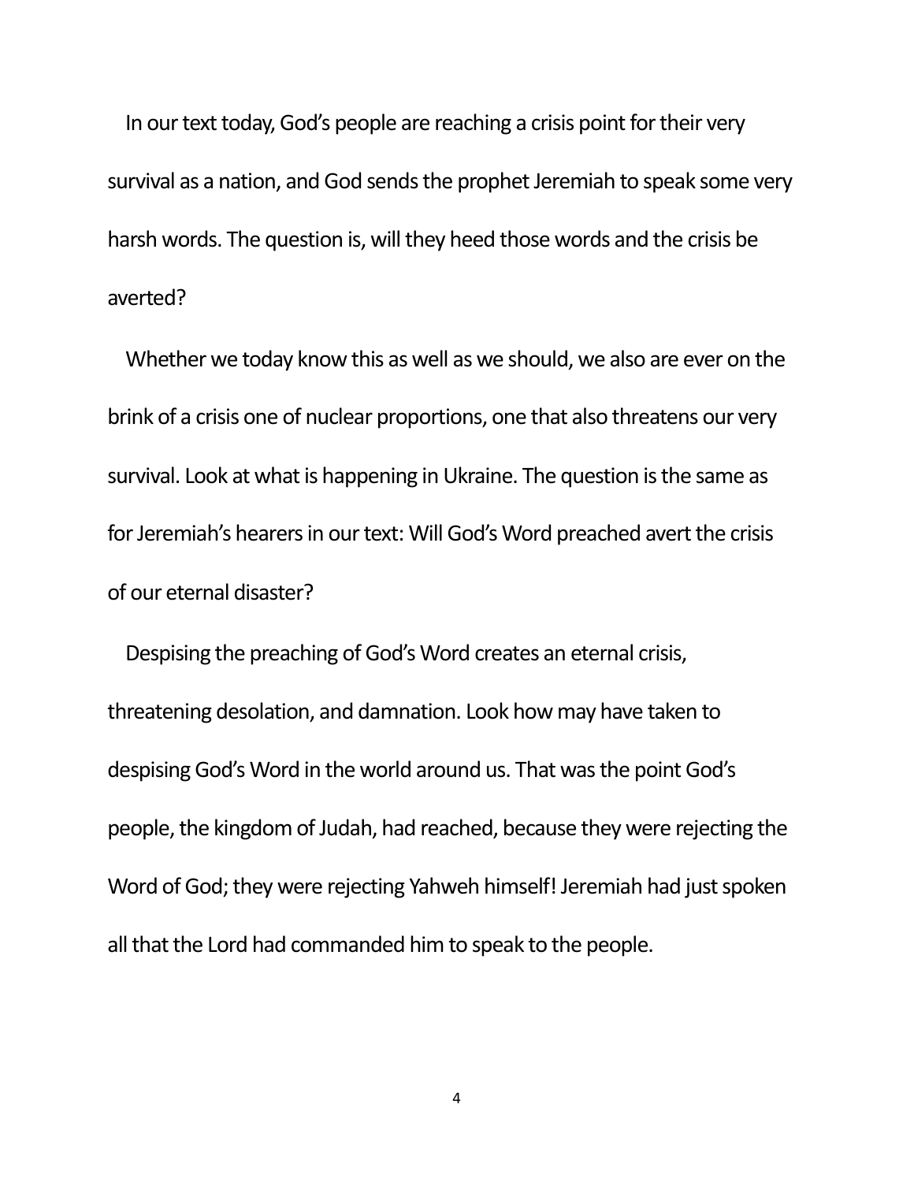In our text today, God's people are reaching a crisis point for their very survival as a nation, and God sends the prophet Jeremiah to speak some very harsh words. The question is, will they heed those words and the crisis be averted?

Whether we today know this as well as we should, we also are ever on the brink of a crisis one of nuclear proportions, one that also threatens our very survival. Look at what is happening in Ukraine. The question is the same as for Jeremiah's hearers in our text: Will God's Word preached avert the crisis of our eternal disaster?

Despising the preaching of God's Word creates an eternal crisis, threatening desolation, and damnation. Look how may have taken to despising God's Word in the world around us. That was the point God's people, the kingdom of Judah, had reached, because they were rejecting the Word of God; they were rejecting Yahweh himself! Jeremiah had just spoken all that the Lord had commanded him to speak to the people.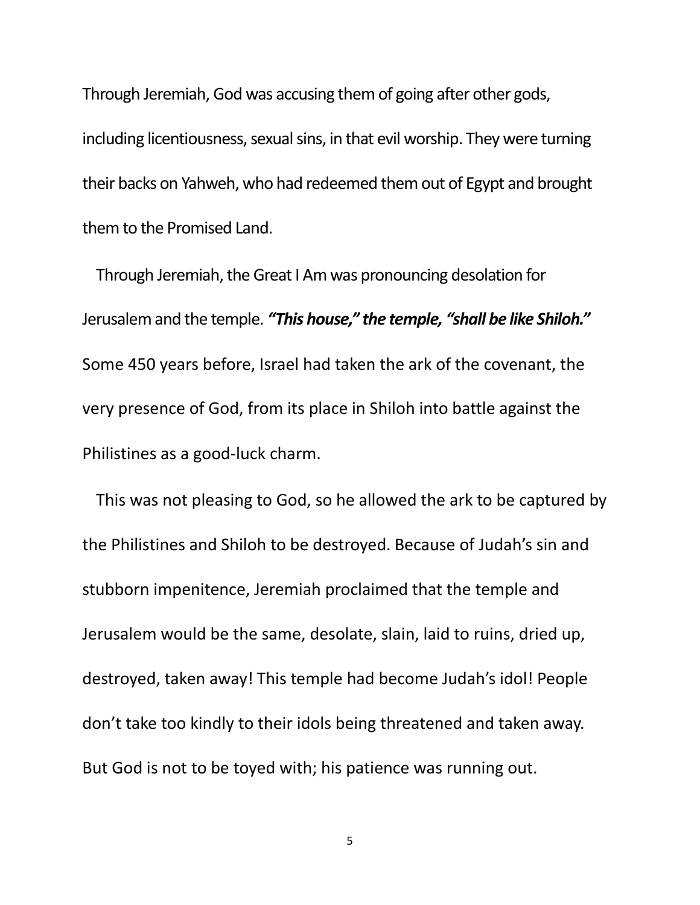Through Jeremiah, God was accusing them of going after other gods, including licentiousness, sexual sins, in that evil worship. They were turning their backs on Yahweh, who had redeemed them out of Egypt and brought them to the Promised Land.

Through Jeremiah, the Great I Am was pronouncing desolation for Jerusalem and the temple. ***"This house," the temple, "shall be like Shiloh."*** Some 450 years before, Israel had taken the ark of the covenant, the very presence of God, from its place in Shiloh into battle against the Philistines as a good-luck charm.

This was not pleasing to God, so he allowed the ark to be captured by the Philistines and Shiloh to be destroyed. Because of Judah's sin and stubborn impenitence, Jeremiah proclaimed that the temple and Jerusalem would be the same, desolate, slain, laid to ruins, dried up, destroyed, taken away! This temple had become Judah's idol! People don't take too kindly to their idols being threatened and taken away. But God is not to be toyed with; his patience was running out.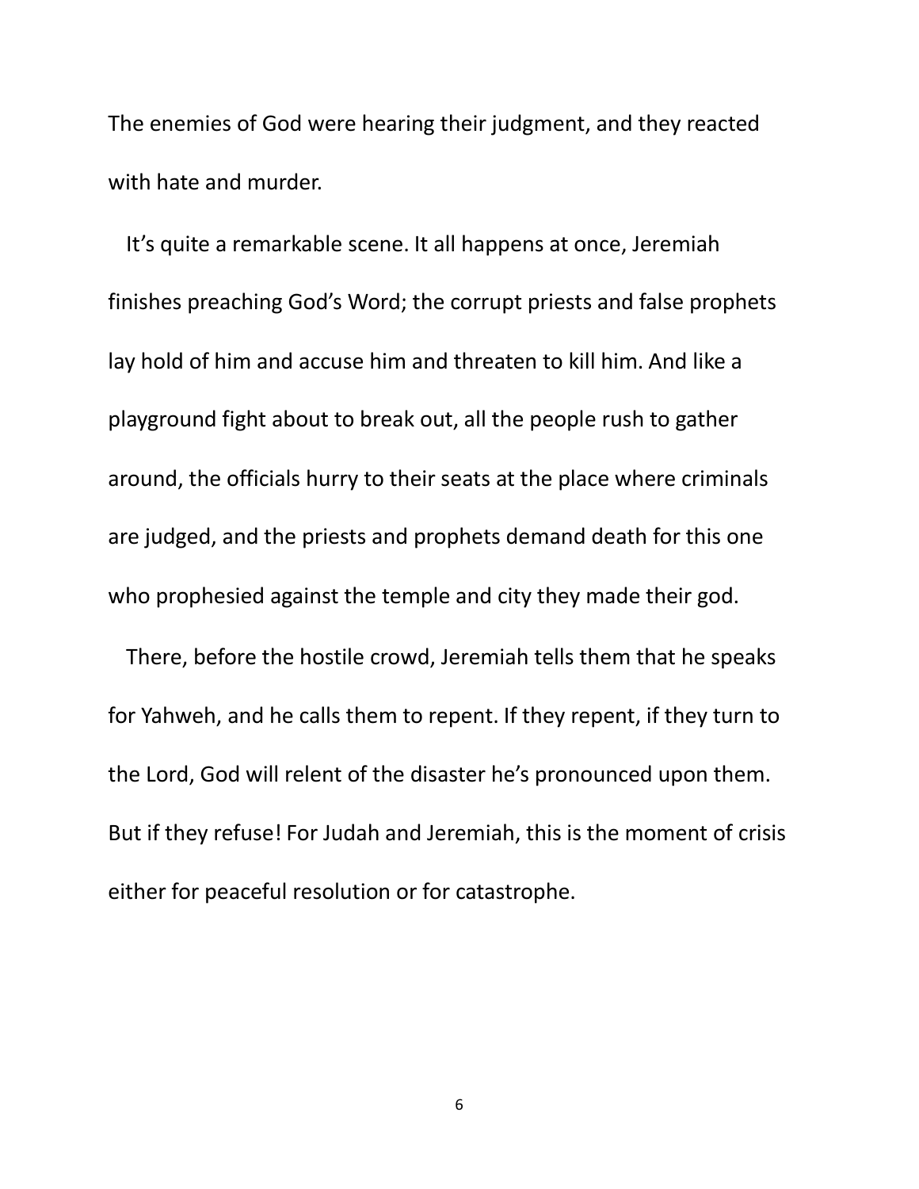The enemies of God were hearing their judgment, and they reacted with hate and murder.

It's quite a remarkable scene. It all happens at once, Jeremiah finishes preaching God's Word; the corrupt priests and false prophets lay hold of him and accuse him and threaten to kill him. And like a playground fight about to break out, all the people rush to gather around, the officials hurry to their seats at the place where criminals are judged, and the priests and prophets demand death for this one who prophesied against the temple and city they made their god.

There, before the hostile crowd, Jeremiah tells them that he speaks for Yahweh, and he calls them to repent. If they repent, if they turn to the Lord, God will relent of the disaster he's pronounced upon them. But if they refuse! For Judah and Jeremiah, this is the moment of crisis either for peaceful resolution or for catastrophe.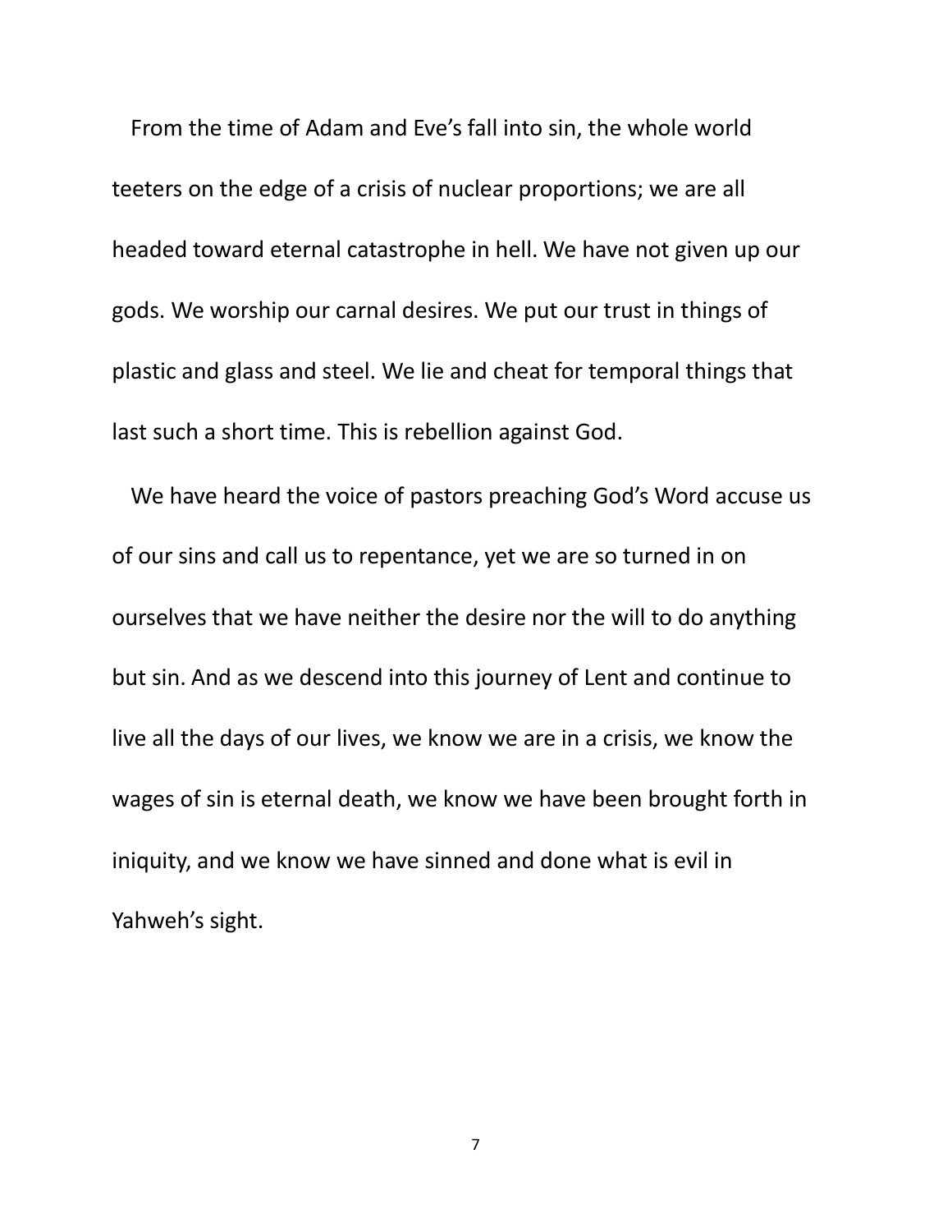From the time of Adam and Eve's fall into sin, the whole world teeters on the edge of a crisis of nuclear proportions; we are all headed toward eternal catastrophe in hell. We have not given up our gods. We worship our carnal desires. We put our trust in things of plastic and glass and steel. We lie and cheat for temporal things that last such a short time. This is rebellion against God.

We have heard the voice of pastors preaching God's Word accuse us of our sins and call us to repentance, yet we are so turned in on ourselves that we have neither the desire nor the will to do anything but sin. And as we descend into this journey of Lent and continue to live all the days of our lives, we know we are in a crisis, we know the wages of sin is eternal death, we know we have been brought forth in iniquity, and we know we have sinned and done what is evil in Yahweh's sight.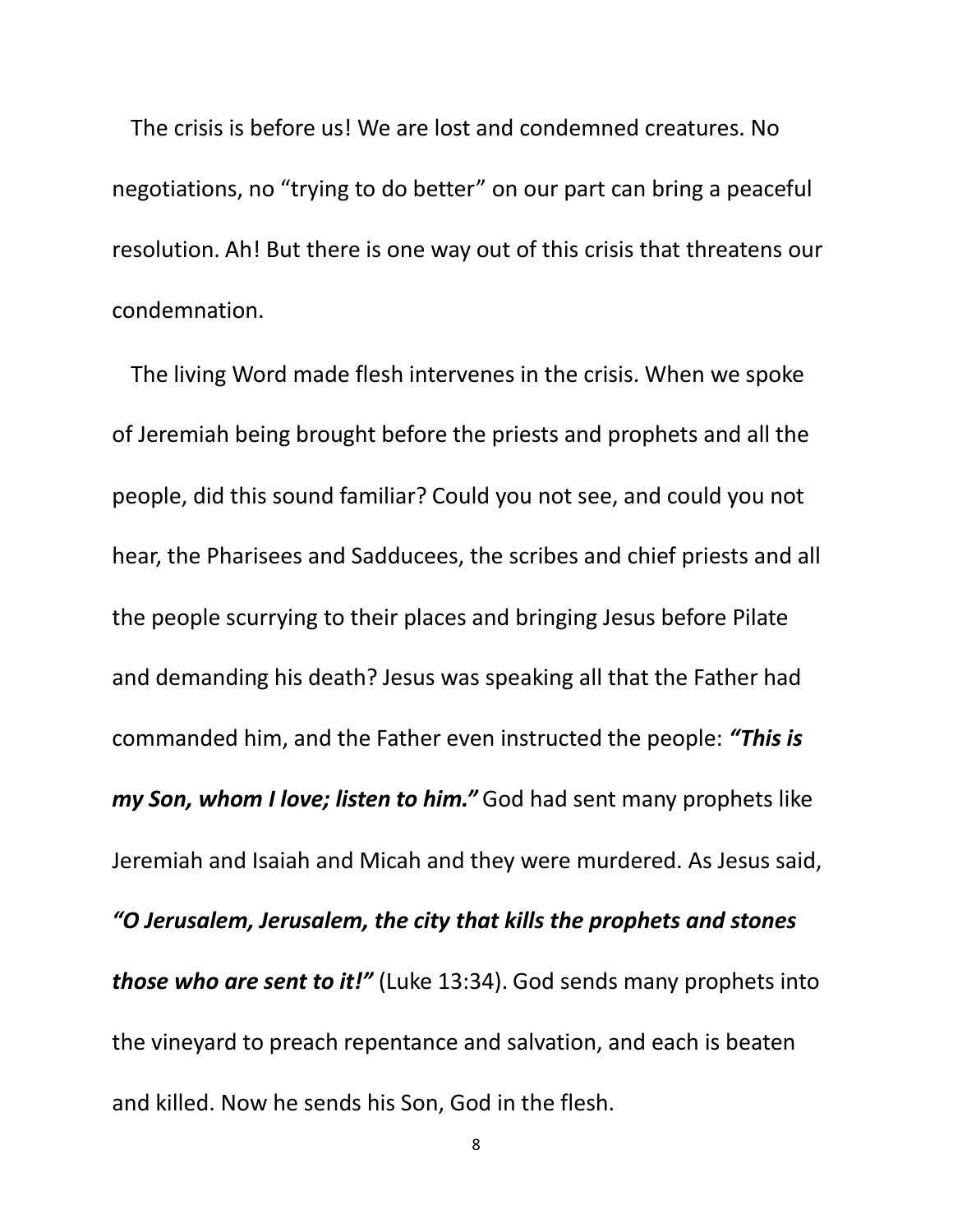The crisis is before us! We are lost and condemned creatures. No negotiations, no "trying to do better" on our part can bring a peaceful resolution. Ah! But there is one way out of this crisis that threatens our condemnation.

The living Word made flesh intervenes in the crisis. When we spoke of Jeremiah being brought before the priests and prophets and all the people, did this sound familiar? Could you not see, and could you not hear, the Pharisees and Sadducees, the scribes and chief priests and all the people scurrying to their places and bringing Jesus before Pilate and demanding his death? Jesus was speaking all that the Father had commanded him, and the Father even instructed the people: ***"This is my Son, whom I love; listen to him."*** God had sent many prophets like Jeremiah and Isaiah and Micah and they were murdered. As Jesus said, ***"O Jerusalem, Jerusalem, the city that kills the prophets and stones those who are sent to it!"*** (Luke 13:34). God sends many prophets into the vineyard to preach repentance and salvation, and each is beaten and killed. Now he sends his Son, God in the flesh.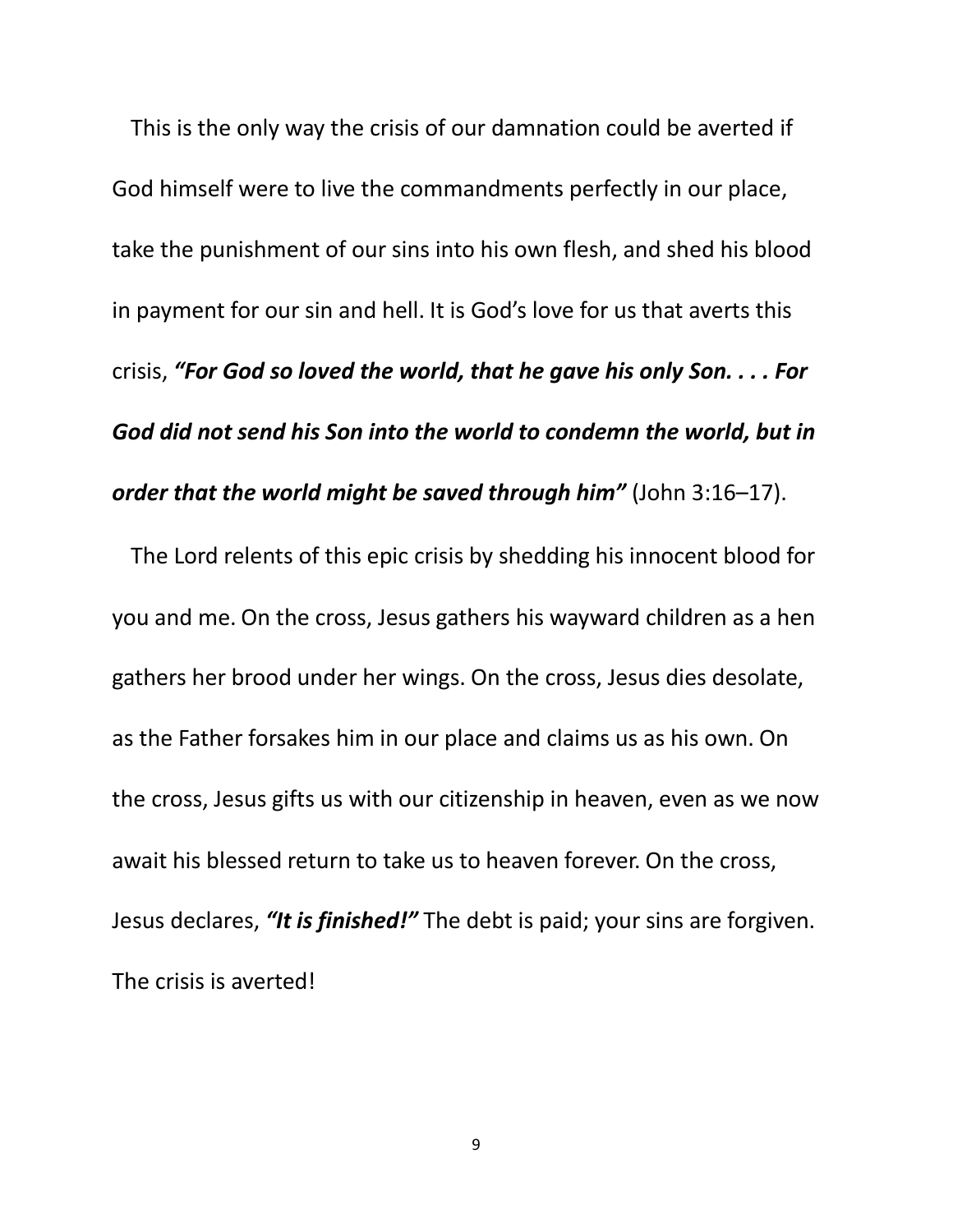This is the only way the crisis of our damnation could be averted if God himself were to live the commandments perfectly in our place, take the punishment of our sins into his own flesh, and shed his blood in payment for our sin and hell. It is God's love for us that averts this crisis, ***"For God so loved the world, that he gave his only Son. . . . For God did not send his Son into the world to condemn the world, but in order that the world might be saved through him"*** (John 3:16–17).

The Lord relents of this epic crisis by shedding his innocent blood for you and me. On the cross, Jesus gathers his wayward children as a hen gathers her brood under her wings. On the cross, Jesus dies desolate, as the Father forsakes him in our place and claims us as his own. On the cross, Jesus gifts us with our citizenship in heaven, even as we now await his blessed return to take us to heaven forever. On the cross, Jesus declares, ***"It is finished!"*** The debt is paid; your sins are forgiven. The crisis is averted!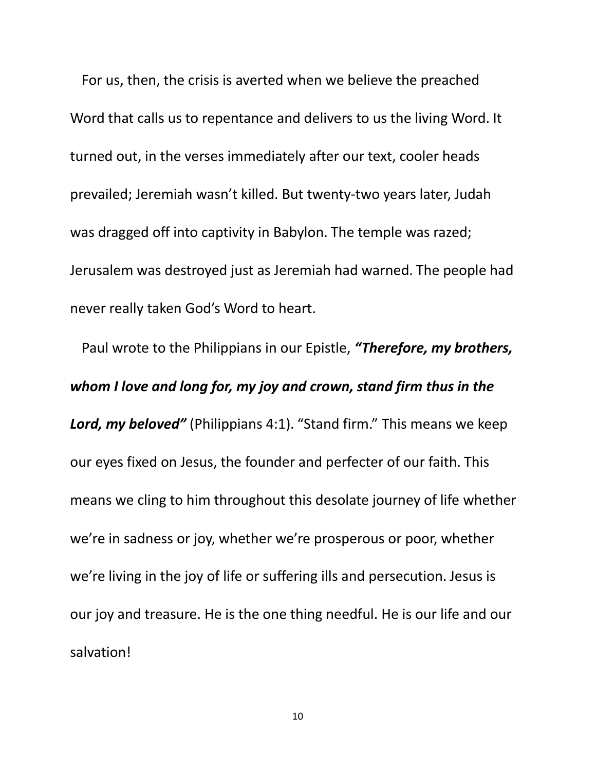For us, then, the crisis is averted when we believe the preached Word that calls us to repentance and delivers to us the living Word. It turned out, in the verses immediately after our text, cooler heads prevailed; Jeremiah wasn't killed. But twenty-two years later, Judah was dragged off into captivity in Babylon. The temple was razed; Jerusalem was destroyed just as Jeremiah had warned. The people had never really taken God's Word to heart.

Paul wrote to the Philippians in our Epistle, ***"Therefore, my brothers, whom I love and long for, my joy and crown, stand firm thus in the Lord, my beloved"*** (Philippians 4:1). "Stand firm." This means we keep our eyes fixed on Jesus, the founder and perfecter of our faith. This means we cling to him throughout this desolate journey of life whether we're in sadness or joy, whether we're prosperous or poor, whether we're living in the joy of life or suffering ills and persecution. Jesus is our joy and treasure. He is the one thing needful. He is our life and our salvation!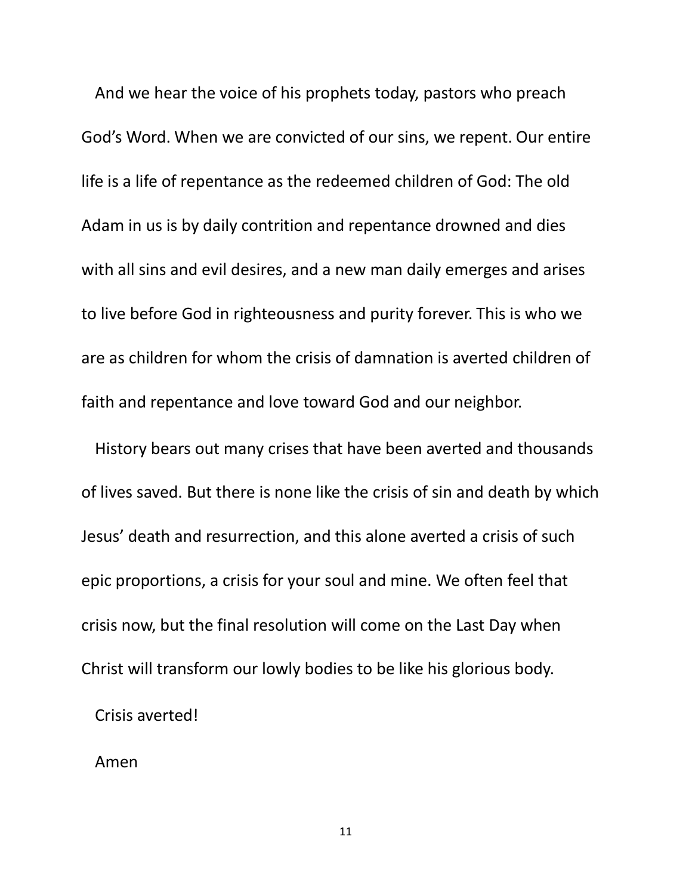And we hear the voice of his prophets today, pastors who preach God's Word. When we are convicted of our sins, we repent. Our entire life is a life of repentance as the redeemed children of God: The old Adam in us is by daily contrition and repentance drowned and dies with all sins and evil desires, and a new man daily emerges and arises to live before God in righteousness and purity forever. This is who we are as children for whom the crisis of damnation is averted children of faith and repentance and love toward God and our neighbor.

History bears out many crises that have been averted and thousands of lives saved. But there is none like the crisis of sin and death by which Jesus' death and resurrection, and this alone averted a crisis of such epic proportions, a crisis for your soul and mine. We often feel that crisis now, but the final resolution will come on the Last Day when Christ will transform our lowly bodies to be like his glorious body.

Crisis averted!

Amen